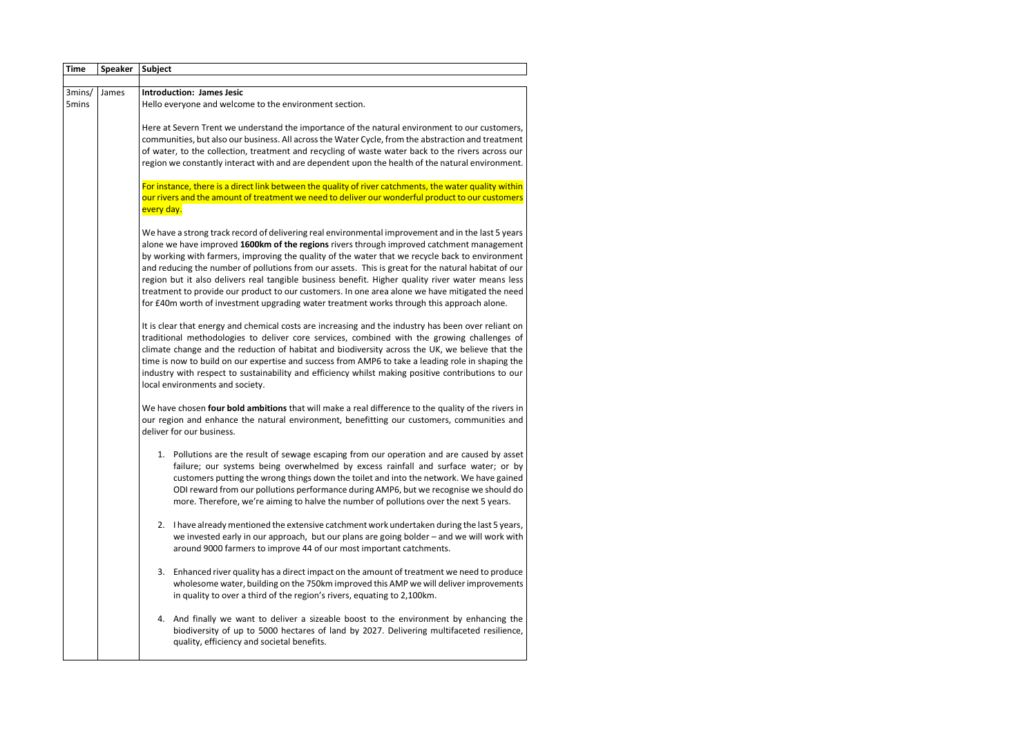| Time | Speaker | Subject |
|---|---|---|
| 3mins/ 5mins | James | **Introduction: James Jesic**<br>Hello everyone and welcome to the environment section.<br><br>Here at Severn Trent we understand the importance of the natural environment to our customers, communities, but also our business. All across the Water Cycle, from the abstraction and treatment of water, to the collection, treatment and recycling of waste water back to the rivers across our region we constantly interact with and are dependent upon the health of the natural environment.<br><br>For instance, there is a direct link between the quality of river catchments, the water quality within our rivers and the amount of treatment we need to deliver our wonderful product to our customers every day.<br><br>We have a strong track record of delivering real environmental improvement and in the last 5 years alone we have improved **1600km of the regions** rivers through improved catchment management by working with farmers, improving the quality of the water that we recycle back to environment and reducing the number of pollutions from our assets. This is great for the natural habitat of our region but it also delivers real tangible business benefit. Higher quality river water means less treatment to provide our product to our customers. In one area alone we have mitigated the need for £40m worth of investment upgrading water treatment works through this approach alone.<br><br>It is clear that energy and chemical costs are increasing and the industry has been over reliant on traditional methodologies to deliver core services, combined with the growing challenges of climate change and the reduction of habitat and biodiversity across the UK, we believe that the time is now to build on our expertise and success from AMP6 to take a leading role in shaping the industry with respect to sustainability and efficiency whilst making positive contributions to our local environments and society.<br><br>We have chosen **four bold ambitions** that will make a real difference to the quality of the rivers in our region and enhance the natural environment, benefitting our customers, communities and deliver for our business.<br><br>1. Pollutions are the result of sewage escaping from our operation and are caused by asset failure; our systems being overwhelmed by excess rainfall and surface water; or by customers putting the wrong things down the toilet and into the network. We have gained ODI reward from our pollutions performance during AMP6, but we recognise we should do more. Therefore, we're aiming to halve the number of pollutions over the next 5 years.<br><br>2. I have already mentioned the extensive catchment work undertaken during the last 5 years, we invested early in our approach, but our plans are going bolder – and we will work with around 9000 farmers to improve 44 of our most important catchments.<br><br>3. Enhanced river quality has a direct impact on the amount of treatment we need to produce wholesome water, building on the 750km improved this AMP we will deliver improvements in quality to over a third of the region's rivers, equating to 2,100km.<br><br>4. And finally we want to deliver a sizeable boost to the environment by enhancing the biodiversity of up to 5000 hectares of land by 2027. Delivering multifaceted resilience, quality, efficiency and societal benefits. |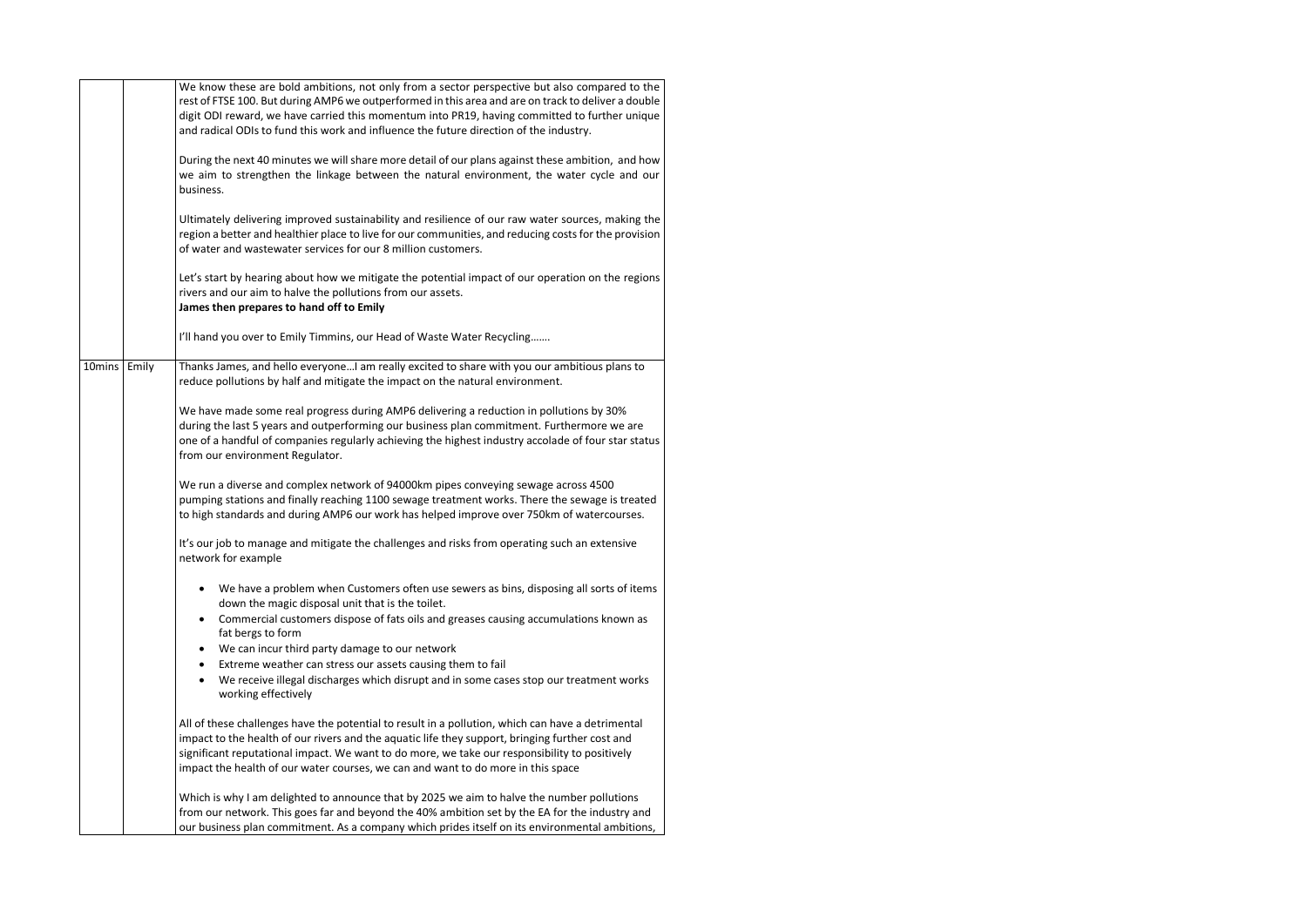| | | |
|---|---|---|
| | | We know these are bold ambitions, not only from a sector perspective but also compared to the rest of FTSE 100. But during AMP6 we outperformed in this area and are on track to deliver a double digit ODI reward, we have carried this momentum into PR19, having committed to further unique and radical ODIs to fund this work and influence the future direction of the industry.<br><br>During the next 40 minutes we will share more detail of our plans against these ambition, and how we aim to strengthen the linkage between the natural environment, the water cycle and our business.<br><br>Ultimately delivering improved sustainability and resilience of our raw water sources, making the region a better and healthier place to live for our communities, and reducing costs for the provision of water and wastewater services for our 8 million customers.<br><br>Let's start by hearing about how we mitigate the potential impact of our operation on the regions rivers and our aim to halve the pollutions from our assets.<br>**James then prepares to hand off to Emily**<br><br>I'll hand you over to Emily Timmins, our Head of Waste Water Recycling……. |
| 10mins | Emily | Thanks James, and hello everyone…I am really excited to share with you our ambitious plans to reduce pollutions by half and mitigate the impact on the natural environment.<br><br>We have made some real progress during AMP6 delivering a reduction in pollutions by 30% during the last 5 years and outperforming our business plan commitment. Furthermore we are one of a handful of companies regularly achieving the highest industry accolade of four star status from our environment Regulator.<br><br>We run a diverse and complex network of 94000km pipes conveying sewage across 4500 pumping stations and finally reaching 1100 sewage treatment works. There the sewage is treated to high standards and during AMP6 our work has helped improve over 750km of watercourses.<br><br>It's our job to manage and mitigate the challenges and risks from operating such an extensive network for example<br><br>• We have a problem when Customers often use sewers as bins, disposing all sorts of items down the magic disposal unit that is the toilet.<br>• Commercial customers dispose of fats oils and greases causing accumulations known as fat bergs to form<br>• We can incur third party damage to our network<br>• Extreme weather can stress our assets causing them to fail<br>• We receive illegal discharges which disrupt and in some cases stop our treatment works working effectively<br><br>All of these challenges have the potential to result in a pollution, which can have a detrimental impact to the health of our rivers and the aquatic life they support, bringing further cost and significant reputational impact. We want to do more, we take our responsibility to positively impact the health of our water courses, we can and want to do more in this space<br><br>Which is why I am delighted to announce that by 2025 we aim to halve the number pollutions from our network. This goes far and beyond the 40% ambition set by the EA for the industry and our business plan commitment. As a company which prides itself on its environmental ambitions, |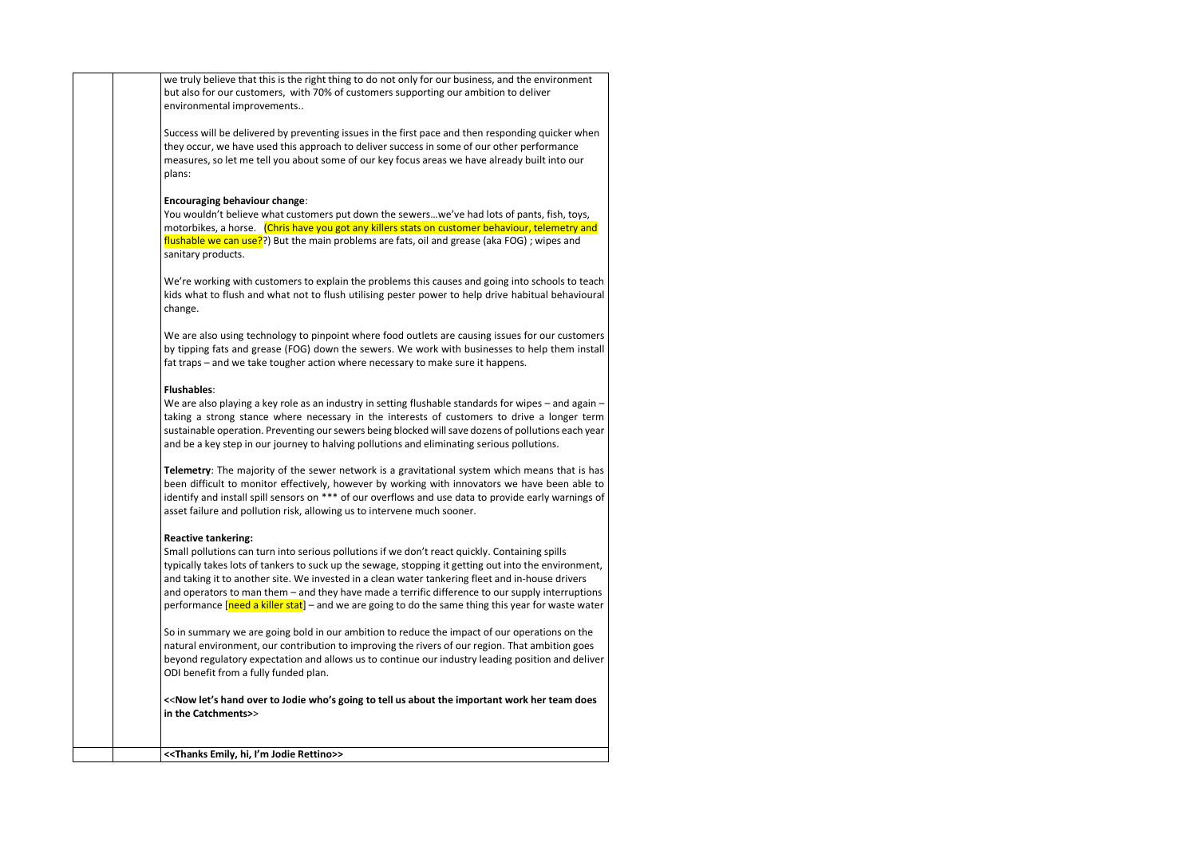we truly believe that this is the right thing to do not only for our business, and the environment but also for our customers, with 70% of customers supporting our ambition to deliver environmental improvements..

Success will be delivered by preventing issues in the first pace and then responding quicker when they occur, we have used this approach to deliver success in some of our other performance measures, so let me tell you about some of our key focus areas we have already built into our plans:

**Encouraging behaviour change**:
You wouldn't believe what customers put down the sewers…we've had lots of pants, fish, toys, motorbikes, a horse. (Chris have you got any killers stats on customer behaviour, telemetry and flushable we can use??) But the main problems are fats, oil and grease (aka FOG) ; wipes and sanitary products.

We're working with customers to explain the problems this causes and going into schools to teach kids what to flush and what not to flush utilising pester power to help drive habitual behavioural change.

We are also using technology to pinpoint where food outlets are causing issues for our customers by tipping fats and grease (FOG) down the sewers. We work with businesses to help them install fat traps – and we take tougher action where necessary to make sure it happens.

**Flushables**:
We are also playing a key role as an industry in setting flushable standards for wipes – and again – taking a strong stance where necessary in the interests of customers to drive a longer term sustainable operation. Preventing our sewers being blocked will save dozens of pollutions each year and be a key step in our journey to halving pollutions and eliminating serious pollutions.

**Telemetry**: The majority of the sewer network is a gravitational system which means that is has been difficult to monitor effectively, however by working with innovators we have been able to identify and install spill sensors on *** of our overflows and use data to provide early warnings of asset failure and pollution risk, allowing us to intervene much sooner.

**Reactive tankering:**
Small pollutions can turn into serious pollutions if we don't react quickly. Containing spills typically takes lots of tankers to suck up the sewage, stopping it getting out into the environment, and taking it to another site. We invested in a clean water tankering fleet and in-house drivers and operators to man them – and they have made a terrific difference to our supply interruptions performance [need a killer stat] – and we are going to do the same thing this year for waste water

So in summary we are going bold in our ambition to reduce the impact of our operations on the natural environment, our contribution to improving the rivers of our region. That ambition goes beyond regulatory expectation and allows us to continue our industry leading position and deliver ODI benefit from a fully funded plan.

**<<Now let's hand over to Jodie who's going to tell us about the important work her team does in the Catchments>>**

**<<Thanks Emily, hi, I'm Jodie Rettino>>**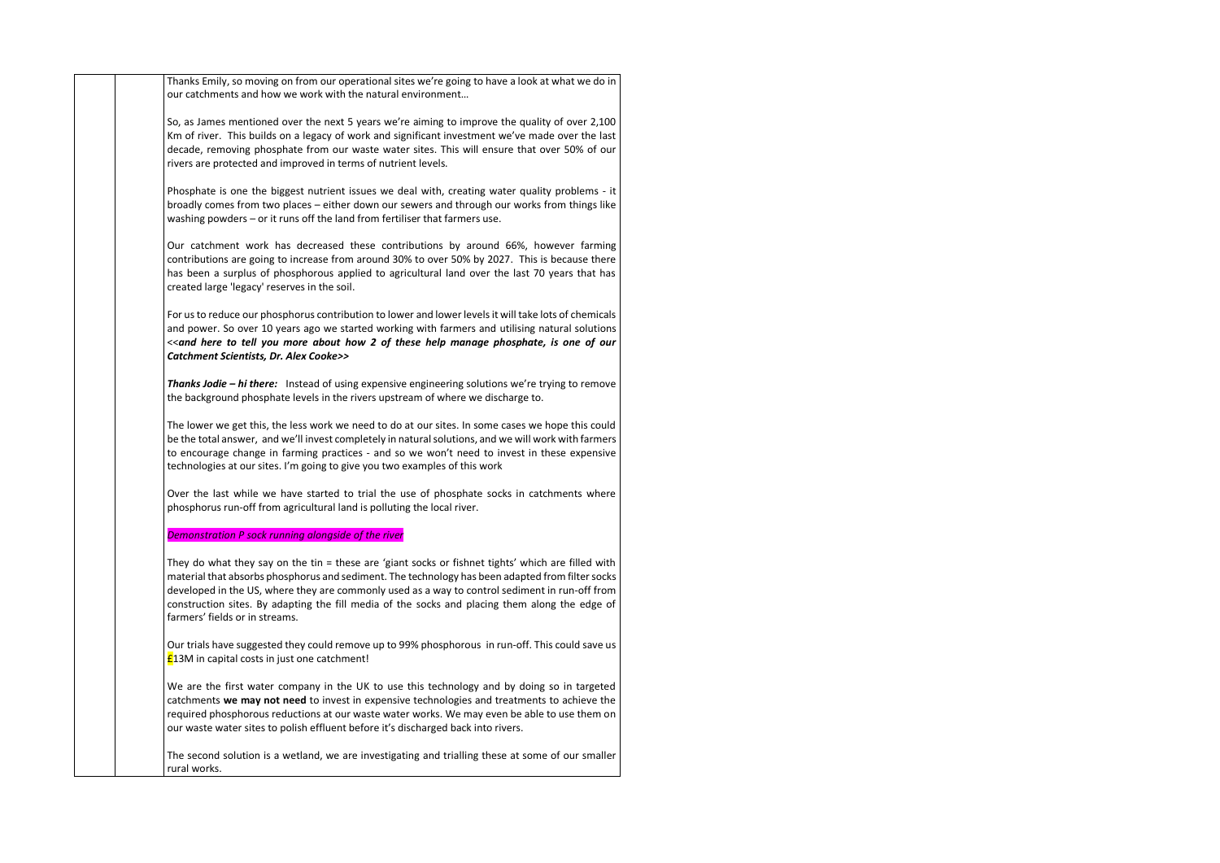Thanks Emily, so moving on from our operational sites we're going to have a look at what we do in our catchments and how we work with the natural environment…

So, as James mentioned over the next 5 years we're aiming to improve the quality of over 2,100 Km of river. This builds on a legacy of work and significant investment we've made over the last decade, removing phosphate from our waste water sites. This will ensure that over 50% of our rivers are protected and improved in terms of nutrient levels.

Phosphate is one the biggest nutrient issues we deal with, creating water quality problems - it broadly comes from two places – either down our sewers and through our works from things like washing powders – or it runs off the land from fertiliser that farmers use.

Our catchment work has decreased these contributions by around 66%, however farming contributions are going to increase from around 30% to over 50% by 2027. This is because there has been a surplus of phosphorous applied to agricultural land over the last 70 years that has created large 'legacy' reserves in the soil.

For us to reduce our phosphorus contribution to lower and lower levels it will take lots of chemicals and power. So over 10 years ago we started working with farmers and utilising natural solutions ***<<and here to tell you more about how 2 of these help manage phosphate, is one of our Catchment Scientists, Dr. Alex Cooke>>***

***Thanks Jodie – hi there:*** Instead of using expensive engineering solutions we're trying to remove the background phosphate levels in the rivers upstream of where we discharge to.

The lower we get this, the less work we need to do at our sites. In some cases we hope this could be the total answer, and we'll invest completely in natural solutions, and we will work with farmers to encourage change in farming practices - and so we won't need to invest in these expensive technologies at our sites. I'm going to give you two examples of this work

Over the last while we have started to trial the use of phosphate socks in catchments where phosphorus run-off from agricultural land is polluting the local river.

*Demonstration P sock running alongside of the river*

They do what they say on the tin = these are 'giant socks or fishnet tights' which are filled with material that absorbs phosphorus and sediment. The technology has been adapted from filter socks developed in the US, where they are commonly used as a way to control sediment in run-off from construction sites. By adapting the fill media of the socks and placing them along the edge of farmers' fields or in streams.

Our trials have suggested they could remove up to 99% phosphorous in run-off. This could save us £13M in capital costs in just one catchment!

We are the first water company in the UK to use this technology and by doing so in targeted catchments **we may not need** to invest in expensive technologies and treatments to achieve the required phosphorous reductions at our waste water works. We may even be able to use them on our waste water sites to polish effluent before it's discharged back into rivers.

The second solution is a wetland, we are investigating and trialling these at some of our smaller rural works.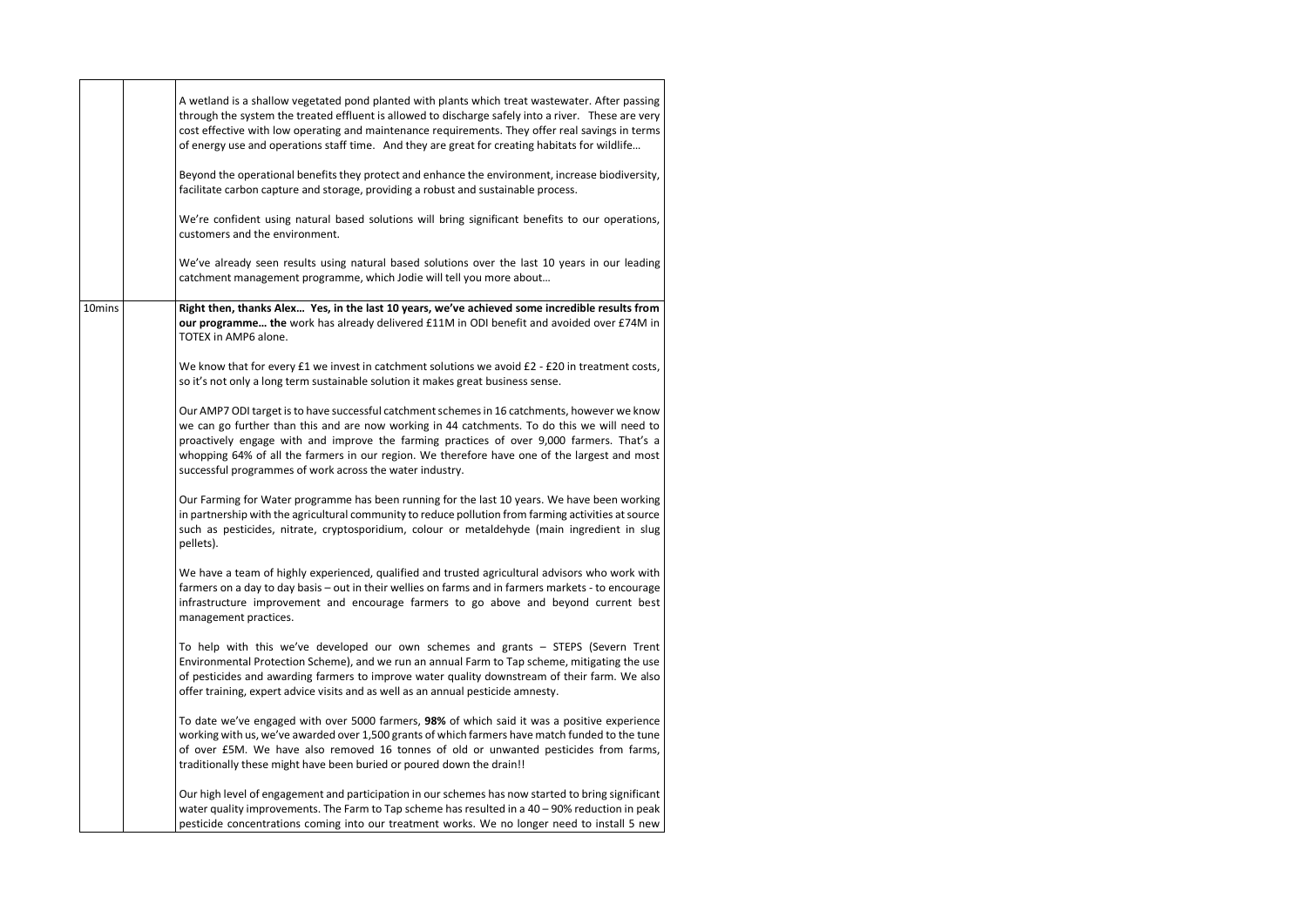| | | |
|---|---|---|
| | | A wetland is a shallow vegetated pond planted with plants which treat wastewater. After passing through the system the treated effluent is allowed to discharge safely into a river. These are very cost effective with low operating and maintenance requirements. They offer real savings in terms of energy use and operations staff time. And they are great for creating habitats for wildlife…<br><br>Beyond the operational benefits they protect and enhance the environment, increase biodiversity, facilitate carbon capture and storage, providing a robust and sustainable process.<br><br>We're confident using natural based solutions will bring significant benefits to our operations, customers and the environment.<br><br>We've already seen results using natural based solutions over the last 10 years in our leading catchment management programme, which Jodie will tell you more about… |
| 10mins | | **Right then, thanks Alex… Yes, in the last 10 years, we've achieved some incredible results from our programme… the** work has already delivered £11M in ODI benefit and avoided over £74M in TOTEX in AMP6 alone.<br><br>We know that for every £1 we invest in catchment solutions we avoid £2 - £20 in treatment costs, so it's not only a long term sustainable solution it makes great business sense.<br><br>Our AMP7 ODI target is to have successful catchment schemes in 16 catchments, however we know we can go further than this and are now working in 44 catchments. To do this we will need to proactively engage with and improve the farming practices of over 9,000 farmers. That's a whopping 64% of all the farmers in our region. We therefore have one of the largest and most successful programmes of work across the water industry.<br><br>Our Farming for Water programme has been running for the last 10 years. We have been working in partnership with the agricultural community to reduce pollution from farming activities at source such as pesticides, nitrate, cryptosporidium, colour or metaldehyde (main ingredient in slug pellets).<br><br>We have a team of highly experienced, qualified and trusted agricultural advisors who work with farmers on a day to day basis – out in their wellies on farms and in farmers markets - to encourage infrastructure improvement and encourage farmers to go above and beyond current best management practices.<br><br>To help with this we've developed our own schemes and grants – STEPS (Severn Trent Environmental Protection Scheme), and we run an annual Farm to Tap scheme, mitigating the use of pesticides and awarding farmers to improve water quality downstream of their farm. We also offer training, expert advice visits and as well as an annual pesticide amnesty.<br><br>To date we've engaged with over 5000 farmers, **98%** of which said it was a positive experience working with us, we've awarded over 1,500 grants of which farmers have match funded to the tune of over £5M. We have also removed 16 tonnes of old or unwanted pesticides from farms, traditionally these might have been buried or poured down the drain!!<br><br>Our high level of engagement and participation in our schemes has now started to bring significant water quality improvements. The Farm to Tap scheme has resulted in a 40 – 90% reduction in peak pesticide concentrations coming into our treatment works. We no longer need to install 5 new |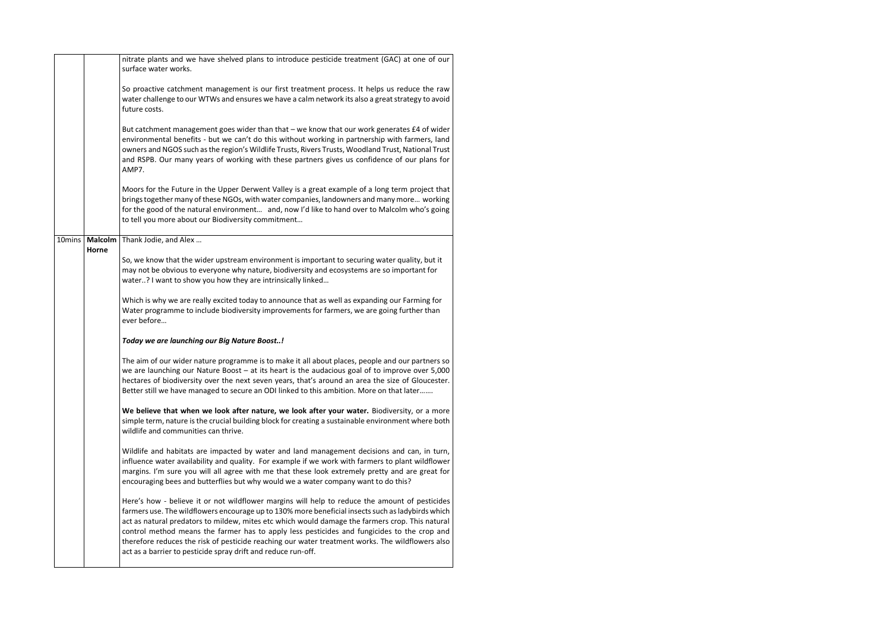| | | |
|---|---|---|
| | | nitrate plants and we have shelved plans to introduce pesticide treatment (GAC) at one of our surface water works.<br><br>So proactive catchment management is our first treatment process. It helps us reduce the raw water challenge to our WTWs and ensures we have a calm network its also a great strategy to avoid future costs.<br><br>But catchment management goes wider than that – we know that our work generates £4 of wider environmental benefits - but we can't do this without working in partnership with farmers, land owners and NGOS such as the region's Wildlife Trusts, Rivers Trusts, Woodland Trust, National Trust and RSPB. Our many years of working with these partners gives us confidence of our plans for AMP7.<br><br>Moors for the Future in the Upper Derwent Valley is a great example of a long term project that brings together many of these NGOs, with water companies, landowners and many more… working for the good of the natural environment… and, now I'd like to hand over to Malcolm who's going to tell you more about our Biodiversity commitment… |
| 10mins | **Malcolm Horne** | Thank Jodie, and Alex …<br><br>So, we know that the wider upstream environment is important to securing water quality, but it may not be obvious to everyone why nature, biodiversity and ecosystems are so important for water..? I want to show you how they are intrinsically linked…<br><br>Which is why we are really excited today to announce that as well as expanding our Farming for Water programme to include biodiversity improvements for farmers, we are going further than ever before…<br><br>***Today we are launching our Big Nature Boost..!***<br><br>The aim of our wider nature programme is to make it all about places, people and our partners so we are launching our Nature Boost – at its heart is the audacious goal of to improve over 5,000 hectares of biodiversity over the next seven years, that's around an area the size of Gloucester. Better still we have managed to secure an ODI linked to this ambition. More on that later…….<br><br>**We believe that when we look after nature, we look after your water.** Biodiversity, or a more simple term, nature is the crucial building block for creating a sustainable environment where both wildlife and communities can thrive.<br><br>Wildlife and habitats are impacted by water and land management decisions and can, in turn, influence water availability and quality. For example if we work with farmers to plant wildflower margins. I'm sure you will all agree with me that these look extremely pretty and are great for encouraging bees and butterflies but why would we a water company want to do this?<br><br>Here's how - believe it or not wildflower margins will help to reduce the amount of pesticides farmers use. The wildflowers encourage up to 130% more beneficial insects such as ladybirds which act as natural predators to mildew, mites etc which would damage the farmers crop. This natural control method means the farmer has to apply less pesticides and fungicides to the crop and therefore reduces the risk of pesticide reaching our water treatment works. The wildflowers also act as a barrier to pesticide spray drift and reduce run-off. |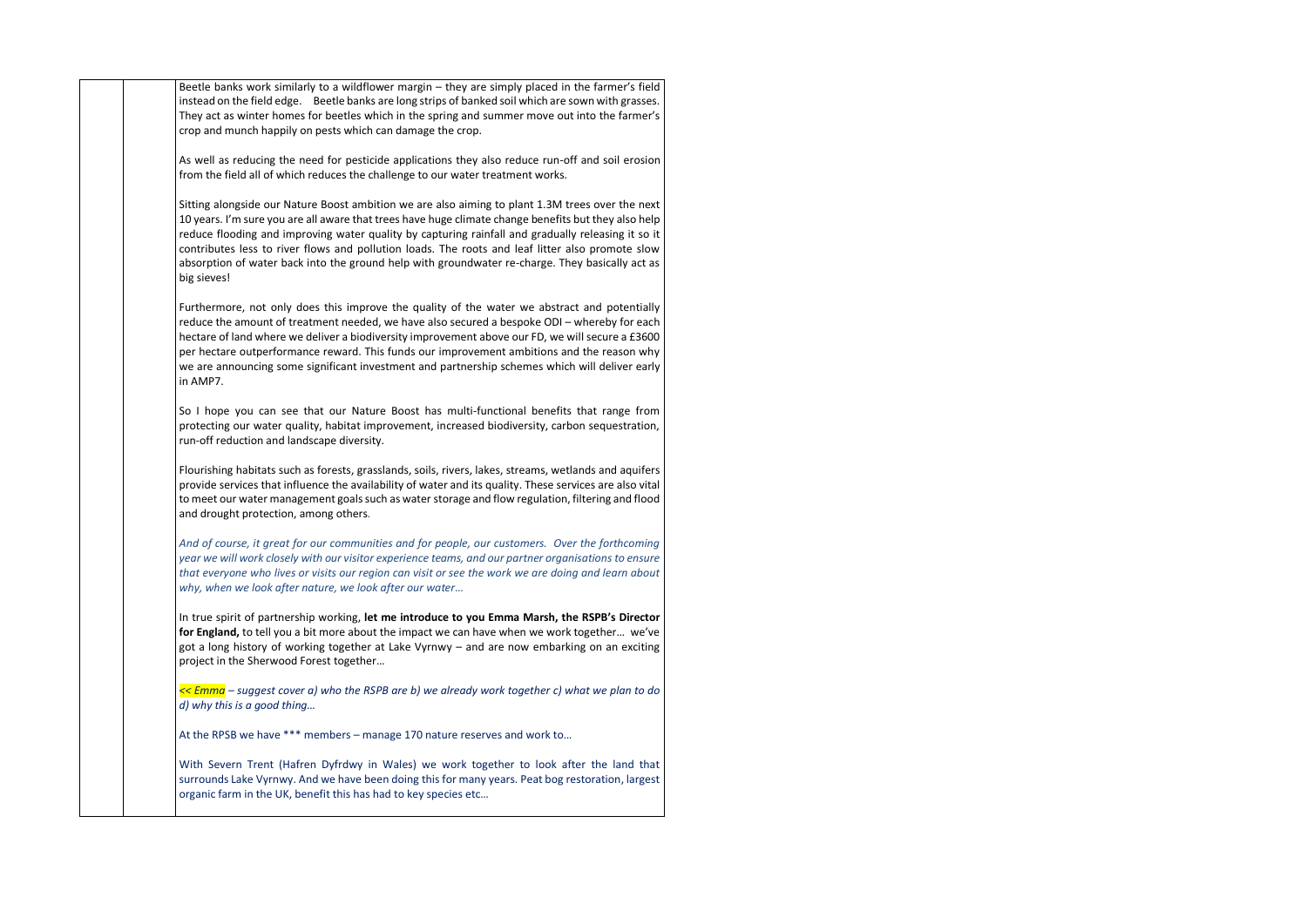Beetle banks work similarly to a wildflower margin – they are simply placed in the farmer's field instead on the field edge. Beetle banks are long strips of banked soil which are sown with grasses. They act as winter homes for beetles which in the spring and summer move out into the farmer's crop and munch happily on pests which can damage the crop.

As well as reducing the need for pesticide applications they also reduce run-off and soil erosion from the field all of which reduces the challenge to our water treatment works.

Sitting alongside our Nature Boost ambition we are also aiming to plant 1.3M trees over the next 10 years. I'm sure you are all aware that trees have huge climate change benefits but they also help reduce flooding and improving water quality by capturing rainfall and gradually releasing it so it contributes less to river flows and pollution loads. The roots and leaf litter also promote slow absorption of water back into the ground help with groundwater re-charge. They basically act as big sieves!

Furthermore, not only does this improve the quality of the water we abstract and potentially reduce the amount of treatment needed, we have also secured a bespoke ODI – whereby for each hectare of land where we deliver a biodiversity improvement above our FD, we will secure a £3600 per hectare outperformance reward. This funds our improvement ambitions and the reason why we are announcing some significant investment and partnership schemes which will deliver early in AMP7.

So I hope you can see that our Nature Boost has multi-functional benefits that range from protecting our water quality, habitat improvement, increased biodiversity, carbon sequestration, run-off reduction and landscape diversity.

Flourishing habitats such as forests, grasslands, soils, rivers, lakes, streams, wetlands and aquifers provide services that influence the availability of water and its quality. These services are also vital to meet our water management goals such as water storage and flow regulation, filtering and flood and drought protection, among others.

*And of course, it great for our communities and for people, our customers. Over the forthcoming year we will work closely with our visitor experience teams, and our partner organisations to ensure that everyone who lives or visits our region can visit or see the work we are doing and learn about why, when we look after nature, we look after our water…*

In true spirit of partnership working, **let me introduce to you Emma Marsh, the RSPB's Director for England,** to tell you a bit more about the impact we can have when we work together… we've got a long history of working together at Lake Vyrnwy – and are now embarking on an exciting project in the Sherwood Forest together…

*<< Emma – suggest cover a) who the RSPB are b) we already work together c) what we plan to do d) why this is a good thing…*

At the RPSB we have *** members – manage 170 nature reserves and work to…

With Severn Trent (Hafren Dyfrdwy in Wales) we work together to look after the land that surrounds Lake Vyrnwy. And we have been doing this for many years. Peat bog restoration, largest organic farm in the UK, benefit this has had to key species etc…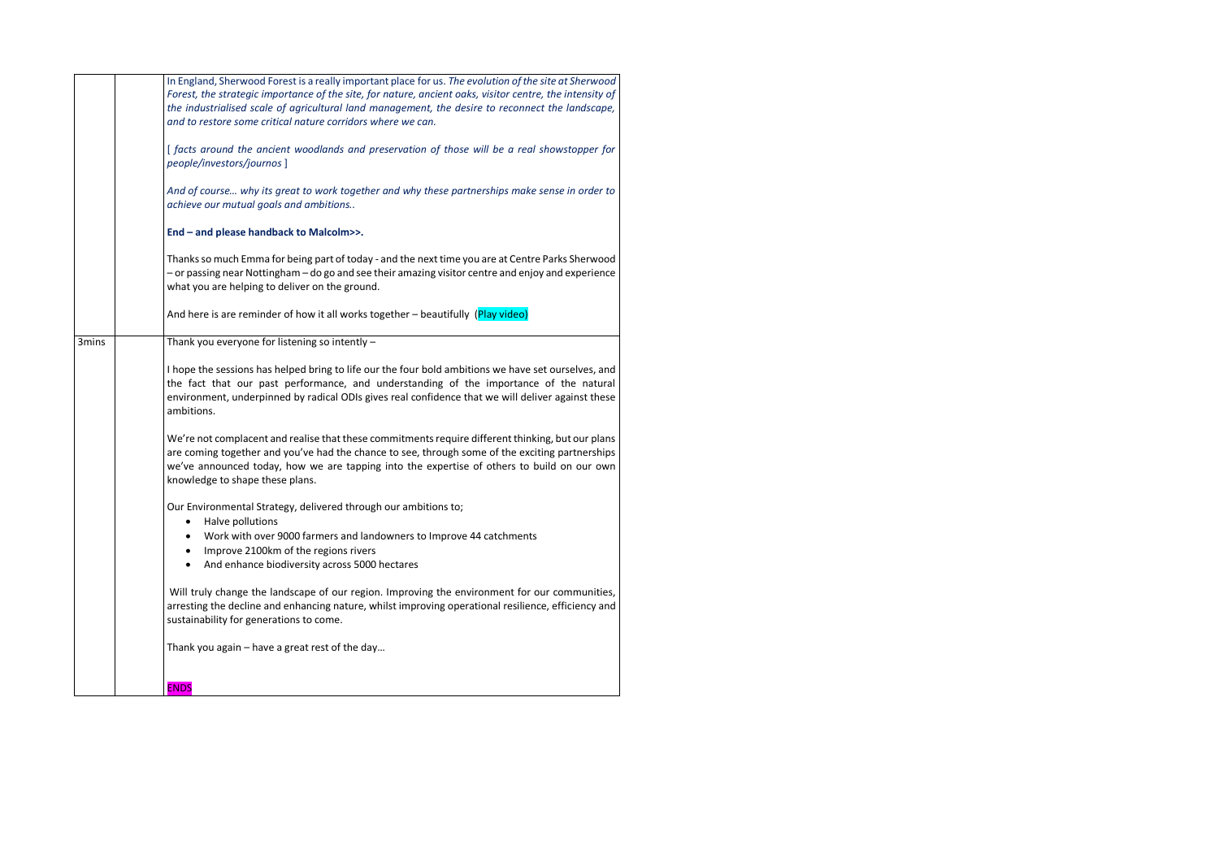| | | |
|---|---|---|
| | | In England, Sherwood Forest is a really important place for us. *The evolution of the site at Sherwood Forest, the strategic importance of the site, for nature, ancient oaks, visitor centre, the intensity of the industrialised scale of agricultural land management, the desire to reconnect the landscape, and to restore some critical nature corridors where we can.*<br><br>[ *facts around the ancient woodlands and preservation of those will be a real showstopper for people/investors/journos* ]<br><br>*And of course… why its great to work together and why these partnerships make sense in order to achieve our mutual goals and ambitions..*<br><br>**End – and please handback to Malcolm>>.**<br><br>Thanks so much Emma for being part of today - and the next time you are at Centre Parks Sherwood – or passing near Nottingham – do go and see their amazing visitor centre and enjoy and experience what you are helping to deliver on the ground.<br><br>And here is are reminder of how it all works together – beautifully (Play video) |
| 3mins | | Thank you everyone for listening so intently –<br><br>I hope the sessions has helped bring to life our the four bold ambitions we have set ourselves, and the fact that our past performance, and understanding of the importance of the natural environment, underpinned by radical ODIs gives real confidence that we will deliver against these ambitions.<br><br>We're not complacent and realise that these commitments require different thinking, but our plans are coming together and you've had the chance to see, through some of the exciting partnerships we've announced today, how we are tapping into the expertise of others to build on our own knowledge to shape these plans.<br><br>Our Environmental Strategy, delivered through our ambitions to;<br>• Halve pollutions<br>• Work with over 9000 farmers and landowners to Improve 44 catchments<br>• Improve 2100km of the regions rivers<br>• And enhance biodiversity across 5000 hectares<br><br>Will truly change the landscape of our region. Improving the environment for our communities, arresting the decline and enhancing nature, whilst improving operational resilience, efficiency and sustainability for generations to come.<br><br>Thank you again – have a great rest of the day…<br><br>ENDS |